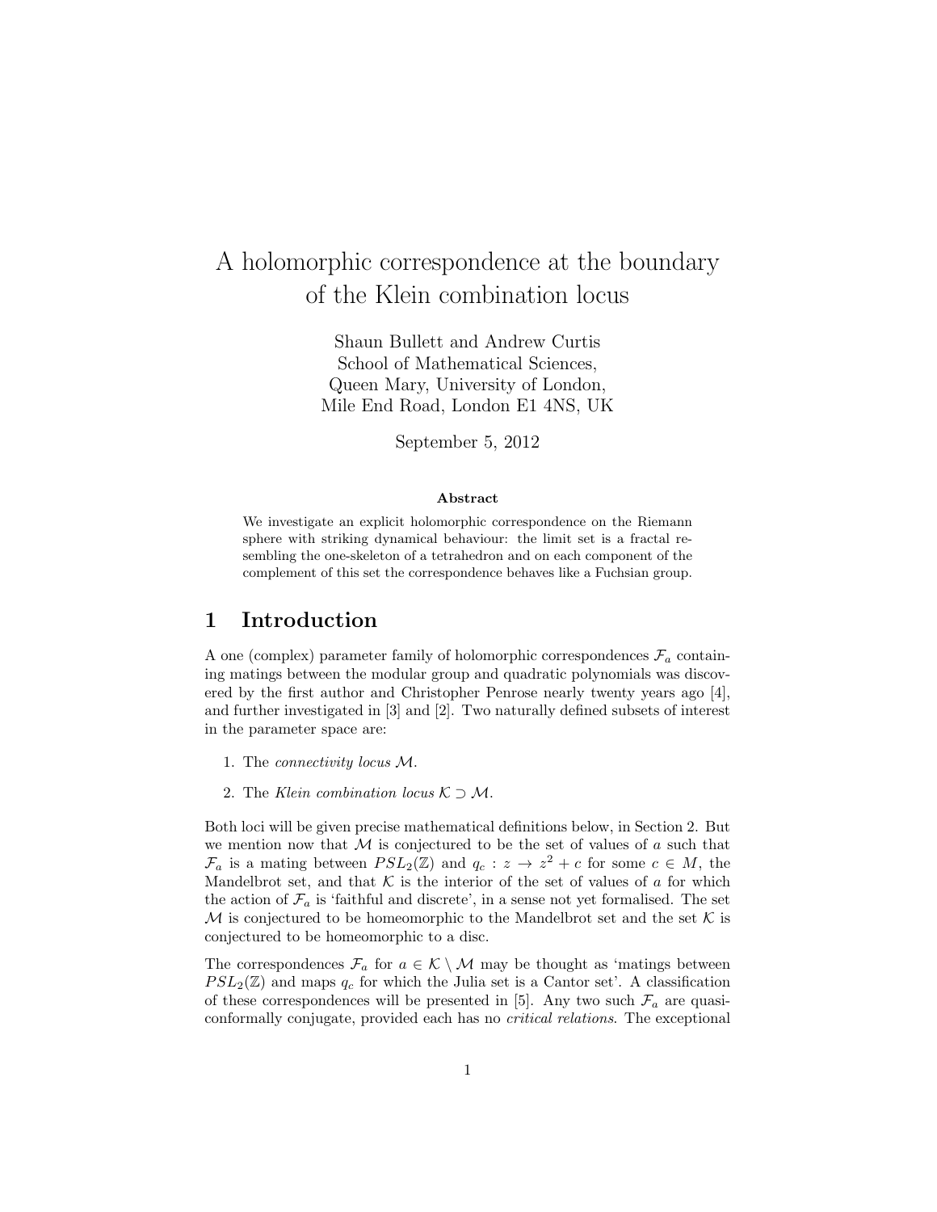# A holomorphic correspondence at the boundary of the Klein combination locus

Shaun Bullett and Andrew Curtis
School of Mathematical Sciences,
Queen Mary, University of London,
Mile End Road, London E1 4NS, UK

September 5, 2012

**Abstract**

We investigate an explicit holomorphic correspondence on the Riemann sphere with striking dynamical behaviour: the limit set is a fractal resembling the one-skeleton of a tetrahedron and on each component of the complement of this set the correspondence behaves like a Fuchsian group.

## 1 Introduction

A one (complex) parameter family of holomorphic correspondences $\mathcal{F}_a$ containing matings between the modular group and quadratic polynomials was discovered by the first author and Christopher Penrose nearly twenty years ago [4], and further investigated in [3] and [2]. Two naturally defined subsets of interest in the parameter space are:

1. The *connectivity locus* $\mathcal{M}$.
2. The *Klein combination locus* $\mathcal{K} \supset \mathcal{M}$.

Both loci will be given precise mathematical definitions below, in Section 2. But we mention now that $\mathcal{M}$ is conjectured to be the set of values of $a$ such that $\mathcal{F}_a$ is a mating between $PSL_2(\mathbb{Z})$ and $q_c : z \to z^2 + c$ for some $c \in M$, the Mandelbrot set, and that $\mathcal{K}$ is the interior of the set of values of $a$ for which the action of $\mathcal{F}_a$ is 'faithful and discrete', in a sense not yet formalised. The set $\mathcal{M}$ is conjectured to be homeomorphic to the Mandelbrot set and the set $\mathcal{K}$ is conjectured to be homeomorphic to a disc.

The correspondences $\mathcal{F}_a$ for $a \in \mathcal{K} \setminus \mathcal{M}$ may be thought as 'matings between $PSL_2(\mathbb{Z})$ and maps $q_c$ for which the Julia set is a Cantor set'. A classification of these correspondences will be presented in [5]. Any two such $\mathcal{F}_a$ are quasiconformally conjugate, provided each has no *critical relations*. The exceptional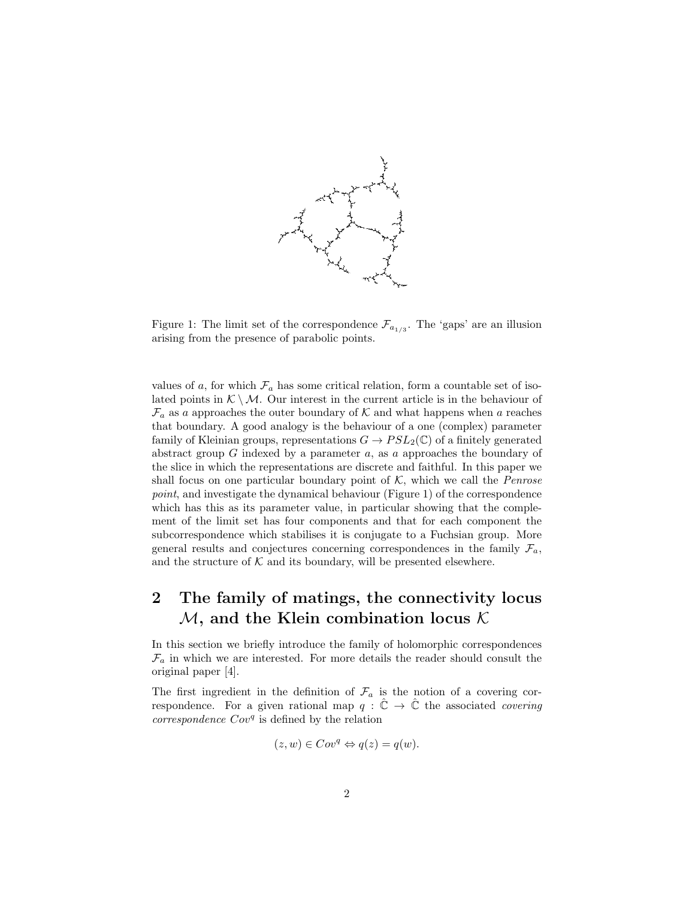Figure 1: The limit set of the correspondence $\mathcal{F}_{a_{1/3}}$. The 'gaps' are an illusion arising from the presence of parabolic points.

values of $a$, for which $\mathcal{F}_a$ has some critical relation, form a countable set of isolated points in $\mathcal{K} \setminus \mathcal{M}$. Our interest in the current article is in the behaviour of $\mathcal{F}_a$ as $a$ approaches the outer boundary of $\mathcal{K}$ and what happens when $a$ reaches that boundary. A good analogy is the behaviour of a one (complex) parameter family of Kleinian groups, representations $G \to PSL_2(\mathbb{C})$ of a finitely generated abstract group $G$ indexed by a parameter $a$, as $a$ approaches the boundary of the slice in which the representations are discrete and faithful. In this paper we shall focus on one particular boundary point of $\mathcal{K}$, which we call the *Penrose point*, and investigate the dynamical behaviour (Figure 1) of the correspondence which has this as its parameter value, in particular showing that the complement of the limit set has four components and that for each component the subcorrespondence which stabilises it is conjugate to a Fuchsian group. More general results and conjectures concerning correspondences in the family $\mathcal{F}_a$, and the structure of $\mathcal{K}$ and its boundary, will be presented elsewhere.

## 2 The family of matings, the connectivity locus $\mathcal{M}$, and the Klein combination locus $\mathcal{K}$

In this section we briefly introduce the family of holomorphic correspondences $\mathcal{F}_a$ in which we are interested. For more details the reader should consult the original paper [4].

The first ingredient in the definition of $\mathcal{F}_a$ is the notion of a covering correspondence. For a given rational map $q : \hat{\mathbb{C}} \to \hat{\mathbb{C}}$ the associated *covering correspondence* $Cov^q$ is defined by the relation

$$(z, w) \in Cov^q \Leftrightarrow q(z) = q(w).$$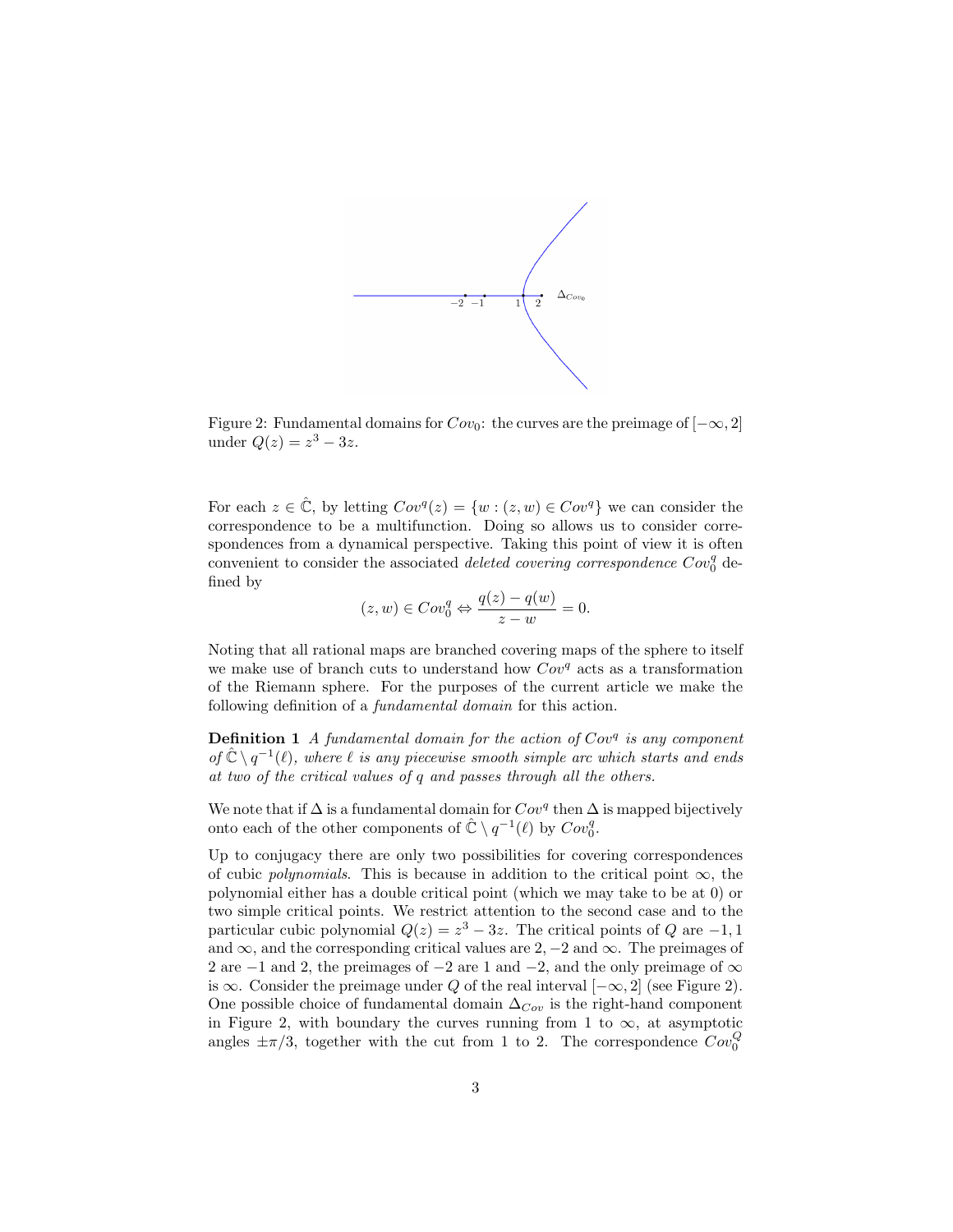Figure 2: Fundamental domains for $Cov_0$: the curves are the preimage of $[-\infty, 2]$ under $Q(z) = z^3 - 3z$.

For each $z \in \hat{\mathbb{C}}$, by letting $Cov^q(z) = \{w : (z, w) \in Cov^q\}$ we can consider the correspondence to be a multifunction. Doing so allows us to consider correspondences from a dynamical perspective. Taking this point of view it is often convenient to consider the associated *deleted covering correspondence* $Cov_0^q$ defined by

$$(z, w) \in Cov_0^q \Leftrightarrow \frac{q(z) - q(w)}{z - w} = 0.$$

Noting that all rational maps are branched covering maps of the sphere to itself we make use of branch cuts to understand how $Cov^q$ acts as a transformation of the Riemann sphere. For the purposes of the current article we make the following definition of a *fundamental domain* for this action.

**Definition 1** *A fundamental domain for the action of $Cov^q$ is any component of $\hat{\mathbb{C}} \setminus q^{-1}(\ell)$, where $\ell$ is any piecewise smooth simple arc which starts and ends at two of the critical values of $q$ and passes through all the others.*

We note that if $\Delta$ is a fundamental domain for $Cov^q$ then $\Delta$ is mapped bijectively onto each of the other components of $\hat{\mathbb{C}} \setminus q^{-1}(\ell)$ by $Cov_0^q$.

Up to conjugacy there are only two possibilities for covering correspondences of cubic *polynomials*. This is because in addition to the critical point $\infty$, the polynomial either has a double critical point (which we may take to be at 0) or two simple critical points. We restrict attention to the second case and to the particular cubic polynomial $Q(z) = z^3 - 3z$. The critical points of $Q$ are $-1, 1$ and $\infty$, and the corresponding critical values are $2, -2$ and $\infty$. The preimages of 2 are $-1$ and 2, the preimages of $-2$ are 1 and $-2$, and the only preimage of $\infty$ is $\infty$. Consider the preimage under $Q$ of the real interval $[-\infty, 2]$ (see Figure 2). One possible choice of fundamental domain $\Delta_{Cov}$ is the right-hand component in Figure 2, with boundary the curves running from 1 to $\infty$, at asymptotic angles $\pm\pi/3$, together with the cut from 1 to 2. The correspondence $Cov_0^Q$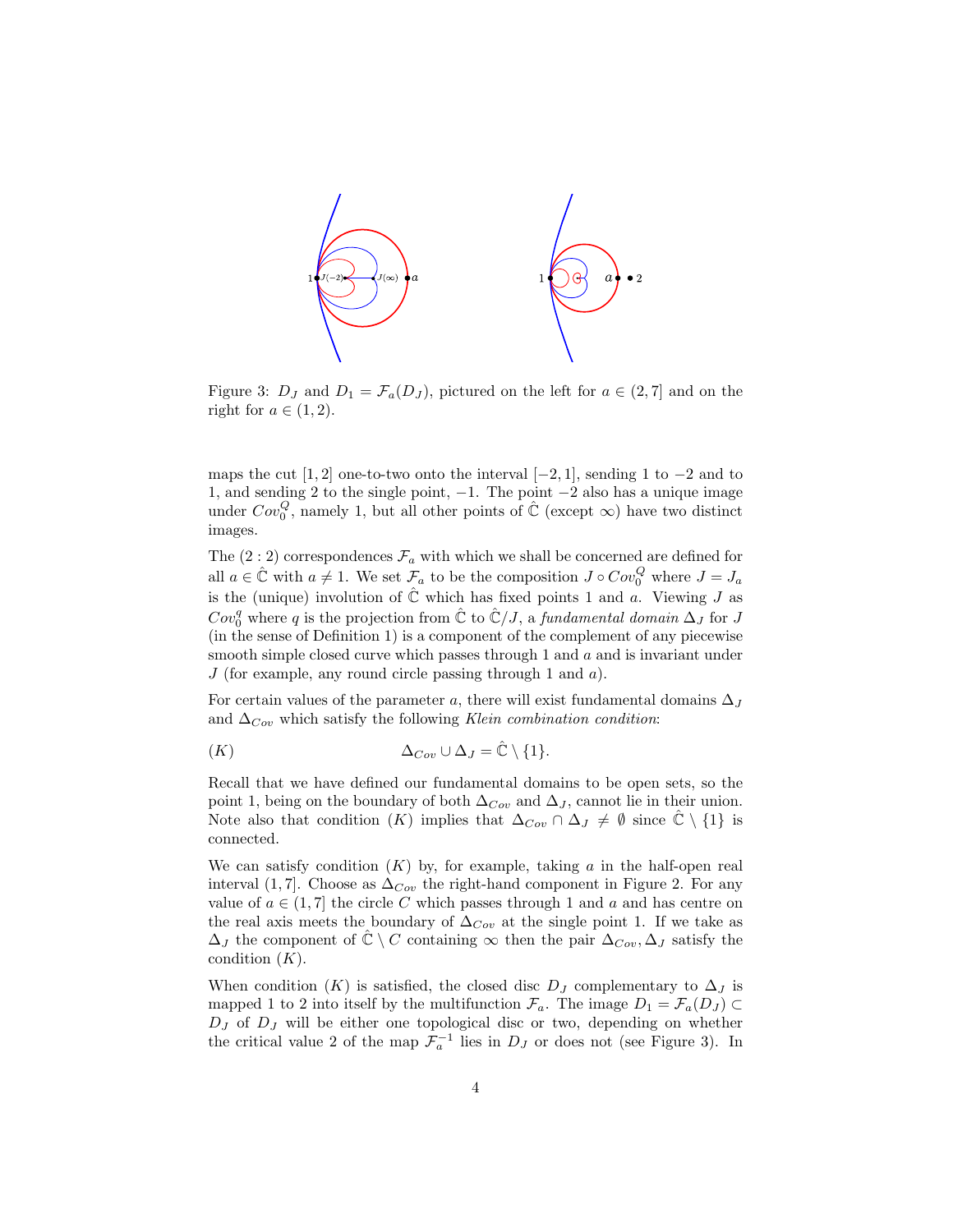Figure 3: $D_J$ and $D_1 = \mathcal{F}_a(D_J)$, pictured on the left for $a \in (2,7]$ and on the right for $a \in (1,2)$.

maps the cut $[1,2]$ one-to-two onto the interval $[-2,1]$, sending 1 to $-2$ and to 1, and sending 2 to the single point, $-1$. The point $-2$ also has a unique image under $Cov_0^Q$, namely 1, but all other points of $\hat{\mathbb{C}}$ (except $\infty$) have two distinct images.

The $(2:2)$ correspondences $\mathcal{F}_a$ with which we shall be concerned are defined for all $a \in \hat{\mathbb{C}}$ with $a \neq 1$. We set $\mathcal{F}_a$ to be the composition $J \circ Cov_0^Q$ where $J = J_a$ is the (unique) involution of $\hat{\mathbb{C}}$ which has fixed points 1 and $a$. Viewing $J$ as $Cov_0^q$ where $q$ is the projection from $\hat{\mathbb{C}}$ to $\hat{\mathbb{C}}/J$, a *fundamental domain* $\Delta_J$ for $J$ (in the sense of Definition 1) is a component of the complement of any piecewise smooth simple closed curve which passes through 1 and $a$ and is invariant under $J$ (for example, any round circle passing through 1 and $a$).

For certain values of the parameter $a$, there will exist fundamental domains $\Delta_J$ and $\Delta_{Cov}$ which satisfy the following *Klein combination condition*:

$$(K) \qquad\qquad \Delta_{Cov} \cup \Delta_J = \hat{\mathbb{C}} \setminus \{1\}.$$

Recall that we have defined our fundamental domains to be open sets, so the point 1, being on the boundary of both $\Delta_{Cov}$ and $\Delta_J$, cannot lie in their union. Note also that condition $(K)$ implies that $\Delta_{Cov} \cap \Delta_J \neq \emptyset$ since $\hat{\mathbb{C}} \setminus \{1\}$ is connected.

We can satisfy condition $(K)$ by, for example, taking $a$ in the half-open real interval $(1,7]$. Choose as $\Delta_{Cov}$ the right-hand component in Figure 2. For any value of $a \in (1,7]$ the circle $C$ which passes through 1 and $a$ and has centre on the real axis meets the boundary of $\Delta_{Cov}$ at the single point 1. If we take as $\Delta_J$ the component of $\hat{\mathbb{C}} \setminus C$ containing $\infty$ then the pair $\Delta_{Cov}, \Delta_J$ satisfy the condition $(K)$.

When condition $(K)$ is satisfied, the closed disc $D_J$ complementary to $\Delta_J$ is mapped 1 to 2 into itself by the multifunction $\mathcal{F}_a$. The image $D_1 = \mathcal{F}_a(D_J) \subset D_J$ of $D_J$ will be either one topological disc or two, depending on whether the critical value 2 of the map $\mathcal{F}_a^{-1}$ lies in $D_J$ or does not (see Figure 3). In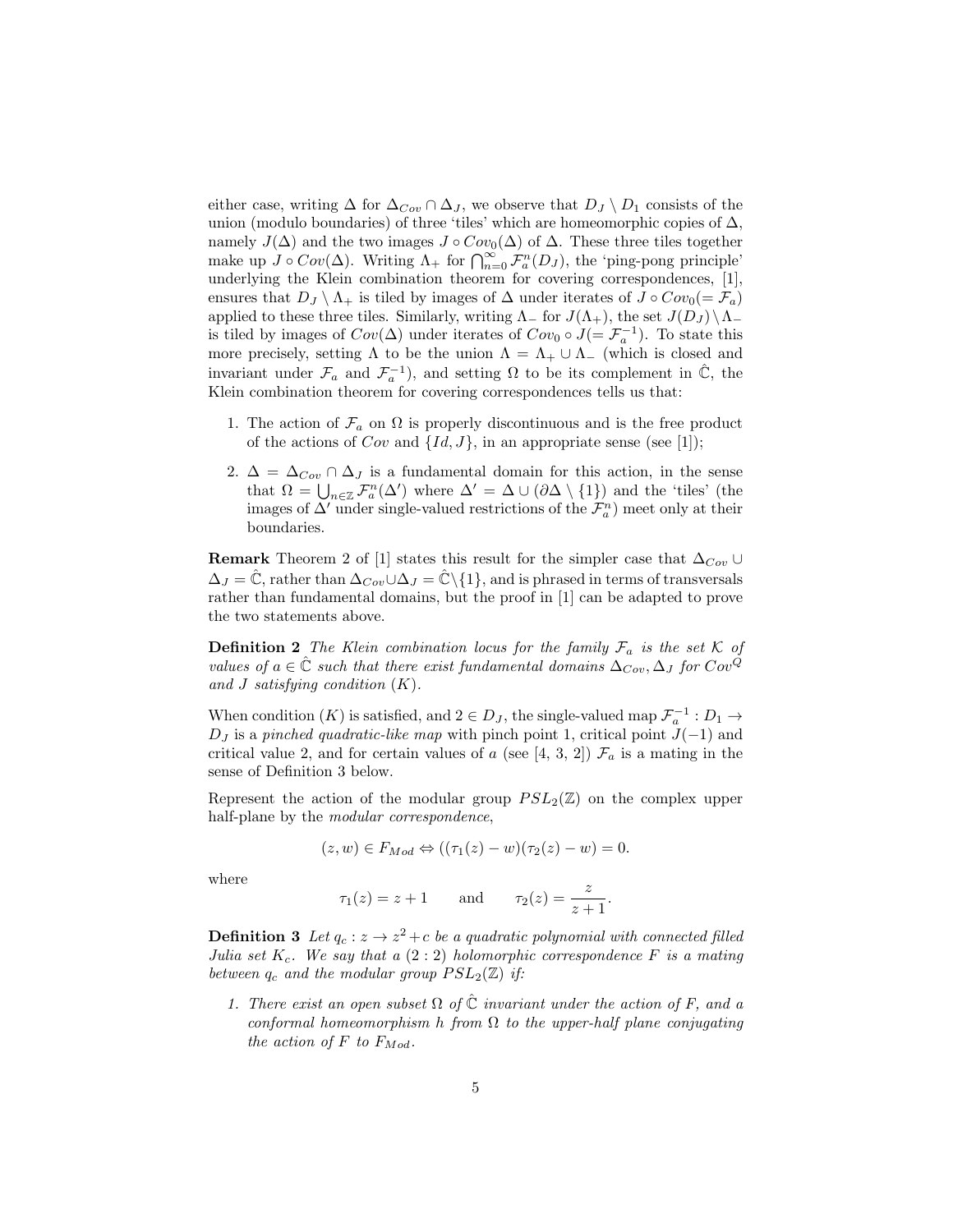either case, writing $\Delta$ for $\Delta_{Cov} \cap \Delta_J$, we observe that $D_J \setminus D_1$ consists of the union (modulo boundaries) of three 'tiles' which are homeomorphic copies of $\Delta$, namely $J(\Delta)$ and the two images $J \circ Cov_0(\Delta)$ of $\Delta$. These three tiles together make up $J \circ Cov(\Delta)$. Writing $\Lambda_+$ for $\bigcap_{n=0}^{\infty} \mathcal{F}_a^n(D_J)$, the 'ping-pong principle' underlying the Klein combination theorem for covering correspondences, [1], ensures that $D_J \setminus \Lambda_+$ is tiled by images of $\Delta$ under iterates of $J \circ Cov_0(= \mathcal{F}_a)$ applied to these three tiles. Similarly, writing $\Lambda_-$ for $J(\Lambda_+)$, the set $J(D_J) \setminus \Lambda_-$ is tiled by images of $Cov(\Delta)$ under iterates of $Cov_0 \circ J(= \mathcal{F}_a^{-1})$. To state this more precisely, setting $\Lambda$ to be the union $\Lambda = \Lambda_+ \cup \Lambda_-$ (which is closed and invariant under $\mathcal{F}_a$ and $\mathcal{F}_a^{-1}$), and setting $\Omega$ to be its complement in $\hat{\mathbb{C}}$, the Klein combination theorem for covering correspondences tells us that:

1. The action of $\mathcal{F}_a$ on $\Omega$ is properly discontinuous and is the free product of the actions of $Cov$ and $\{Id, J\}$, in an appropriate sense (see [1]);

2. $\Delta = \Delta_{Cov} \cap \Delta_J$ is a fundamental domain for this action, in the sense that $\Omega = \bigcup_{n \in \mathbb{Z}} \mathcal{F}_a^n(\Delta')$ where $\Delta' = \Delta \cup (\partial\Delta \setminus \{1\})$ and the 'tiles' (the images of $\Delta'$ under single-valued restrictions of the $\mathcal{F}_a^n$) meet only at their boundaries.

**Remark** Theorem 2 of [1] states this result for the simpler case that $\Delta_{Cov} \cup \Delta_J = \hat{\mathbb{C}}$, rather than $\Delta_{Cov} \cup \Delta_J = \hat{\mathbb{C}} \setminus \{1\}$, and is phrased in terms of transversals rather than fundamental domains, but the proof in [1] can be adapted to prove the two statements above.

**Definition 2** *The Klein combination locus for the family $\mathcal{F}_a$ is the set $\mathcal{K}$ of values of $a \in \hat{\mathbb{C}}$ such that there exist fundamental domains $\Delta_{Cov}, \Delta_J$ for $Cov^Q$ and $J$ satisfying condition $(K)$.*

When condition $(K)$ is satisfied, and $2 \in D_J$, the single-valued map $\mathcal{F}_a^{-1} : D_1 \to D_J$ is a *pinched quadratic-like map* with pinch point 1, critical point $J(-1)$ and critical value 2, and for certain values of $a$ (see [4, 3, 2]) $\mathcal{F}_a$ is a mating in the sense of Definition 3 below.

Represent the action of the modular group $PSL_2(\mathbb{Z})$ on the complex upper half-plane by the *modular correspondence*,

$$(z, w) \in F_{Mod} \Leftrightarrow ((\tau_1(z) - w)(\tau_2(z) - w) = 0.$$

where

$$\tau_1(z) = z + 1 \qquad \text{and} \qquad \tau_2(z) = \frac{z}{z+1}.$$

**Definition 3** *Let $q_c : z \to z^2 + c$ be a quadratic polynomial with connected filled Julia set $K_c$. We say that a $(2:2)$ holomorphic correspondence $F$ is a mating between $q_c$ and the modular group $PSL_2(\mathbb{Z})$ if:*

1. *There exist an open subset $\Omega$ of $\hat{\mathbb{C}}$ invariant under the action of $F$, and a conformal homeomorphism $h$ from $\Omega$ to the upper-half plane conjugating the action of $F$ to $F_{Mod}$.*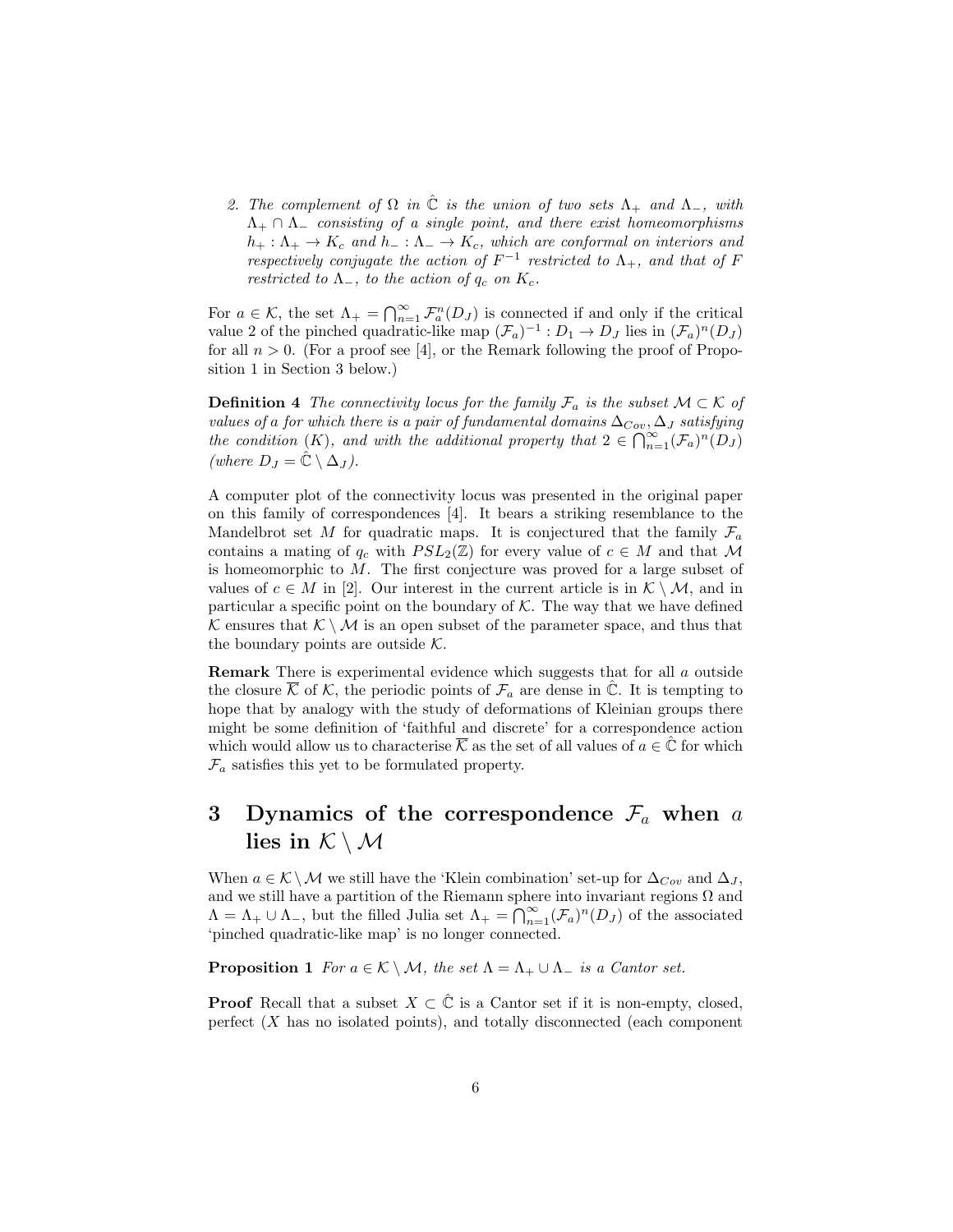2. *The complement of $\Omega$ in $\hat{\mathbb{C}}$ is the union of two sets $\Lambda_+$ and $\Lambda_-$, with $\Lambda_+ \cap \Lambda_-$ consisting of a single point, and there exist homeomorphisms $h_+ : \Lambda_+ \to K_c$ and $h_- : \Lambda_- \to K_c$, which are conformal on interiors and respectively conjugate the action of $F^{-1}$ restricted to $\Lambda_+$, and that of $F$ restricted to $\Lambda_-$, to the action of $q_c$ on $K_c$.*

For $a \in \mathcal{K}$, the set $\Lambda_+ = \bigcap_{n=1}^{\infty} \mathcal{F}_a^n(D_J)$ is connected if and only if the critical value 2 of the pinched quadratic-like map $(\mathcal{F}_a)^{-1} : D_1 \to D_J$ lies in $(\mathcal{F}_a)^n(D_J)$ for all $n > 0$. (For a proof see [4], or the Remark following the proof of Proposition 1 in Section 3 below.)

**Definition 4** *The connectivity locus for the family $\mathcal{F}_a$ is the subset $\mathcal{M} \subset \mathcal{K}$ of values of $a$ for which there is a pair of fundamental domains $\Delta_{Cov}, \Delta_J$ satisfying the condition $(K)$, and with the additional property that $2 \in \bigcap_{n=1}^{\infty} (\mathcal{F}_a)^n(D_J)$ (where $D_J = \hat{\mathbb{C}} \setminus \Delta_J$).*

A computer plot of the connectivity locus was presented in the original paper on this family of correspondences [4]. It bears a striking resemblance to the Mandelbrot set $M$ for quadratic maps. It is conjectured that the family $\mathcal{F}_a$ contains a mating of $q_c$ with $PSL_2(\mathbb{Z})$ for every value of $c \in M$ and that $\mathcal{M}$ is homeomorphic to $M$. The first conjecture was proved for a large subset of values of $c \in M$ in [2]. Our interest in the current article is in $\mathcal{K} \setminus \mathcal{M}$, and in particular a specific point on the boundary of $\mathcal{K}$. The way that we have defined $\mathcal{K}$ ensures that $\mathcal{K} \setminus \mathcal{M}$ is an open subset of the parameter space, and thus that the boundary points are outside $\mathcal{K}$.

**Remark** There is experimental evidence which suggests that for all $a$ outside the closure $\overline{\mathcal{K}}$ of $\mathcal{K}$, the periodic points of $\mathcal{F}_a$ are dense in $\hat{\mathbb{C}}$. It is tempting to hope that by analogy with the study of deformations of Kleinian groups there might be some definition of 'faithful and discrete' for a correspondence action which would allow us to characterise $\overline{\mathcal{K}}$ as the set of all values of $a \in \hat{\mathbb{C}}$ for which $\mathcal{F}_a$ satisfies this yet to be formulated property.

# 3 Dynamics of the correspondence $\mathcal{F}_a$ when $a$ lies in $\mathcal{K} \setminus \mathcal{M}$

When $a \in \mathcal{K} \setminus \mathcal{M}$ we still have the 'Klein combination' set-up for $\Delta_{Cov}$ and $\Delta_J$, and we still have a partition of the Riemann sphere into invariant regions $\Omega$ and $\Lambda = \Lambda_+ \cup \Lambda_-$, but the filled Julia set $\Lambda_+ = \bigcap_{n=1}^{\infty} (\mathcal{F}_a)^n(D_J)$ of the associated 'pinched quadratic-like map' is no longer connected.

**Proposition 1** *For $a \in \mathcal{K} \setminus \mathcal{M}$, the set $\Lambda = \Lambda_+ \cup \Lambda_-$ is a Cantor set.*

**Proof** Recall that a subset $X \subset \hat{\mathbb{C}}$ is a Cantor set if it is non-empty, closed, perfect ($X$ has no isolated points), and totally disconnected (each component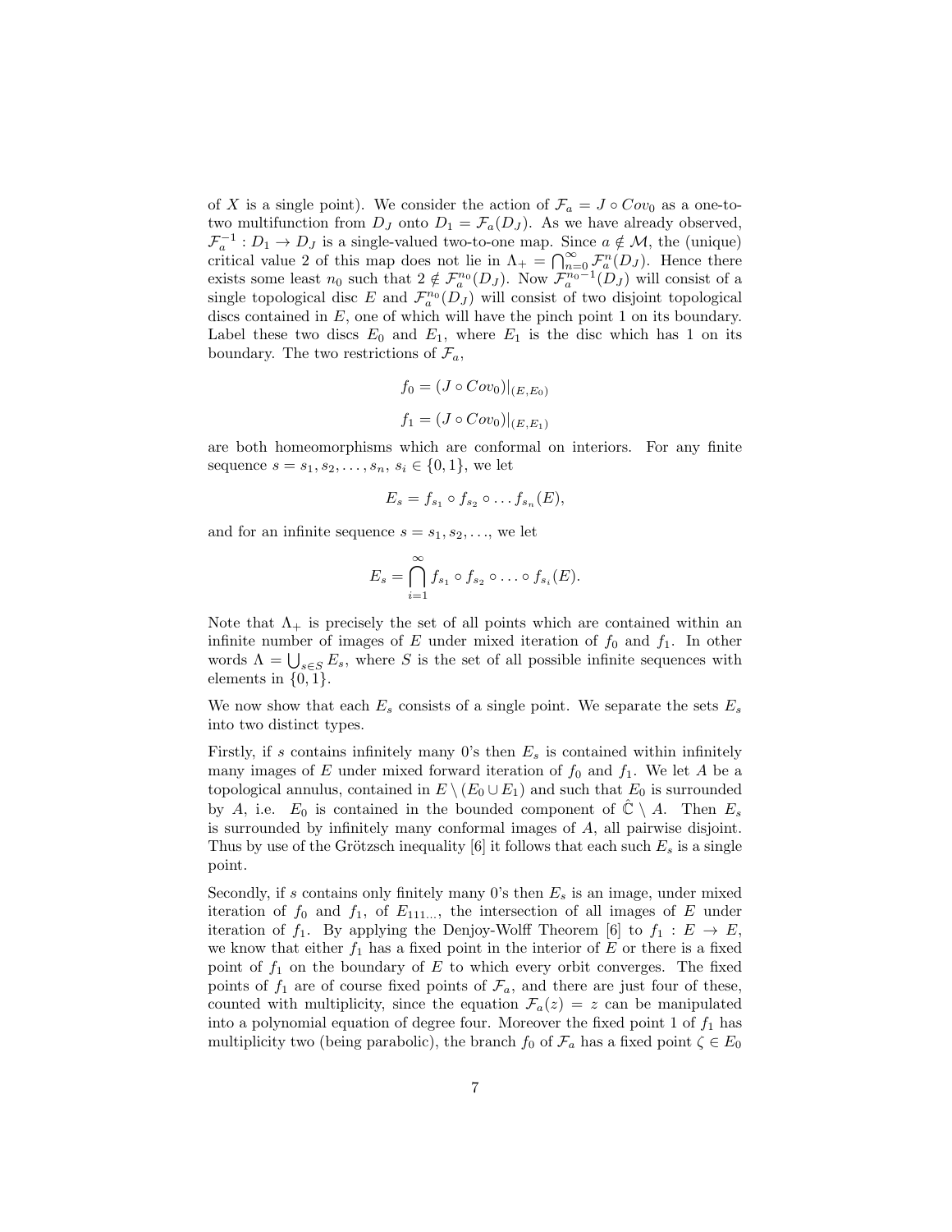of $X$ is a single point). We consider the action of $\mathcal{F}_a = J \circ Cov_0$ as a one-to-two multifunction from $D_J$ onto $D_1 = \mathcal{F}_a(D_J)$. As we have already observed, $\mathcal{F}_a^{-1} : D_1 \to D_J$ is a single-valued two-to-one map. Since $a \notin \mathcal{M}$, the (unique) critical value 2 of this map does not lie in $\Lambda_+ = \bigcap_{n=0}^{\infty} \mathcal{F}_a^n(D_J)$. Hence there exists some least $n_0$ such that $2 \notin \mathcal{F}_a^{n_0}(D_J)$. Now $\mathcal{F}_a^{n_0-1}(D_J)$ will consist of a single topological disc $E$ and $\mathcal{F}_a^{n_0}(D_J)$ will consist of two disjoint topological discs contained in $E$, one of which will have the pinch point 1 on its boundary. Label these two discs $E_0$ and $E_1$, where $E_1$ is the disc which has 1 on its boundary. The two restrictions of $\mathcal{F}_a$,

$$f_0 = (J \circ Cov_0)|_{(E,E_0)}$$

$$f_1 = (J \circ Cov_0)|_{(E,E_1)}$$

are both homeomorphisms which are conformal on interiors. For any finite sequence $s = s_1, s_2, \ldots, s_n$, $s_i \in \{0, 1\}$, we let

$$E_s = f_{s_1} \circ f_{s_2} \circ \ldots f_{s_n}(E),$$

and for an infinite sequence $s = s_1, s_2, \ldots$, we let

$$E_s = \bigcap_{i=1}^{\infty} f_{s_1} \circ f_{s_2} \circ \ldots \circ f_{s_i}(E).$$

Note that $\Lambda_+$ is precisely the set of all points which are contained within an infinite number of images of $E$ under mixed iteration of $f_0$ and $f_1$. In other words $\Lambda = \bigcup_{s \in S} E_s$, where $S$ is the set of all possible infinite sequences with elements in $\{0, 1\}$.

We now show that each $E_s$ consists of a single point. We separate the sets $E_s$ into two distinct types.

Firstly, if $s$ contains infinitely many 0's then $E_s$ is contained within infinitely many images of $E$ under mixed forward iteration of $f_0$ and $f_1$. We let $A$ be a topological annulus, contained in $E \setminus (E_0 \cup E_1)$ and such that $E_0$ is surrounded by $A$, i.e. $E_0$ is contained in the bounded component of $\hat{\mathbb{C}} \setminus A$. Then $E_s$ is surrounded by infinitely many conformal images of $A$, all pairwise disjoint. Thus by use of the Grötzsch inequality [6] it follows that each such $E_s$ is a single point.

Secondly, if $s$ contains only finitely many 0's then $E_s$ is an image, under mixed iteration of $f_0$ and $f_1$, of $E_{111\ldots}$, the intersection of all images of $E$ under iteration of $f_1$. By applying the Denjoy-Wolff Theorem [6] to $f_1 : E \to E$, we know that either $f_1$ has a fixed point in the interior of $E$ or there is a fixed point of $f_1$ on the boundary of $E$ to which every orbit converges. The fixed points of $f_1$ are of course fixed points of $\mathcal{F}_a$, and there are just four of these, counted with multiplicity, since the equation $\mathcal{F}_a(z) = z$ can be manipulated into a polynomial equation of degree four. Moreover the fixed point 1 of $f_1$ has multiplicity two (being parabolic), the branch $f_0$ of $\mathcal{F}_a$ has a fixed point $\zeta \in E_0$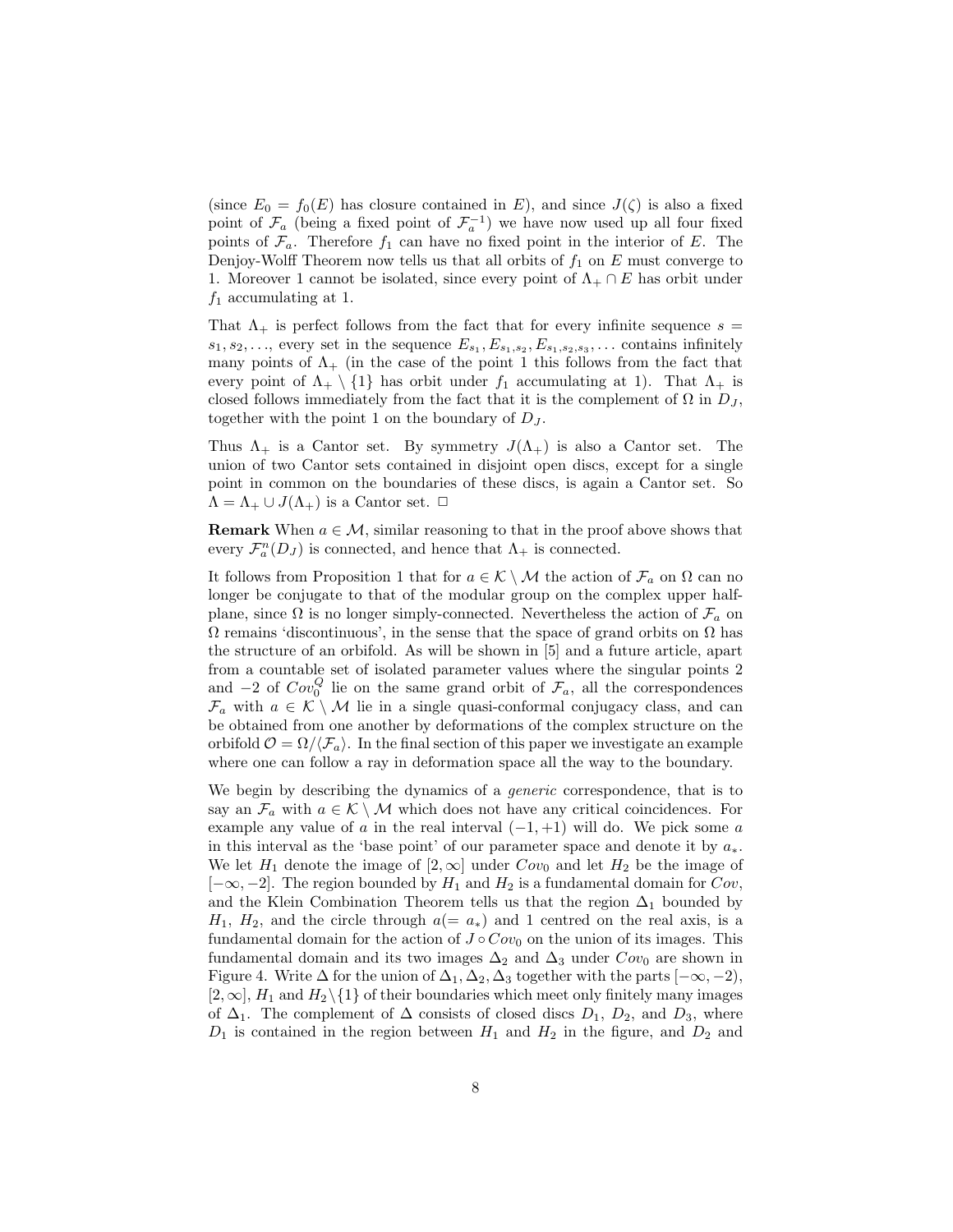(since $E_0 = f_0(E)$ has closure contained in $E$), and since $J(\zeta)$ is also a fixed point of $\mathcal{F}_a$ (being a fixed point of $\mathcal{F}_a^{-1}$) we have now used up all four fixed points of $\mathcal{F}_a$. Therefore $f_1$ can have no fixed point in the interior of $E$. The Denjoy-Wolff Theorem now tells us that all orbits of $f_1$ on $E$ must converge to 1. Moreover 1 cannot be isolated, since every point of $\Lambda_+ \cap E$ has orbit under $f_1$ accumulating at 1.

That $\Lambda_+$ is perfect follows from the fact that for every infinite sequence $s = s_1, s_2, \ldots$, every set in the sequence $E_{s_1}, E_{s_1,s_2}, E_{s_1,s_2,s_3}, \ldots$ contains infinitely many points of $\Lambda_+$ (in the case of the point 1 this follows from the fact that every point of $\Lambda_+ \setminus \{1\}$ has orbit under $f_1$ accumulating at 1). That $\Lambda_+$ is closed follows immediately from the fact that it is the complement of $\Omega$ in $D_J$, together with the point 1 on the boundary of $D_J$.

Thus $\Lambda_+$ is a Cantor set. By symmetry $J(\Lambda_+)$ is also a Cantor set. The union of two Cantor sets contained in disjoint open discs, except for a single point in common on the boundaries of these discs, is again a Cantor set. So $\Lambda = \Lambda_+ \cup J(\Lambda_+)$ is a Cantor set. □

**Remark** When $a \in \mathcal{M}$, similar reasoning to that in the proof above shows that every $\mathcal{F}_a^n(D_J)$ is connected, and hence that $\Lambda_+$ is connected.

It follows from Proposition 1 that for $a \in \mathcal{K} \setminus \mathcal{M}$ the action of $\mathcal{F}_a$ on $\Omega$ can no longer be conjugate to that of the modular group on the complex upper half-plane, since $\Omega$ is no longer simply-connected. Nevertheless the action of $\mathcal{F}_a$ on $\Omega$ remains 'discontinuous', in the sense that the space of grand orbits on $\Omega$ has the structure of an orbifold. As will be shown in [5] and a future article, apart from a countable set of isolated parameter values where the singular points 2 and $-2$ of $Cov_0^Q$ lie on the same grand orbit of $\mathcal{F}_a$, all the correspondences $\mathcal{F}_a$ with $a \in \mathcal{K} \setminus \mathcal{M}$ lie in a single quasi-conformal conjugacy class, and can be obtained from one another by deformations of the complex structure on the orbifold $\mathcal{O} = \Omega / \langle \mathcal{F}_a \rangle$. In the final section of this paper we investigate an example where one can follow a ray in deformation space all the way to the boundary.

We begin by describing the dynamics of a *generic* correspondence, that is to say an $\mathcal{F}_a$ with $a \in \mathcal{K} \setminus \mathcal{M}$ which does not have any critical coincidences. For example any value of $a$ in the real interval $(-1, +1)$ will do. We pick some $a$ in this interval as the 'base point' of our parameter space and denote it by $a_*$. We let $H_1$ denote the image of $[2, \infty]$ under $Cov_0$ and let $H_2$ be the image of $[-\infty, -2]$. The region bounded by $H_1$ and $H_2$ is a fundamental domain for $Cov$, and the Klein Combination Theorem tells us that the region $\Delta_1$ bounded by $H_1$, $H_2$, and the circle through $a (= a_*)$ and 1 centred on the real axis, is a fundamental domain for the action of $J \circ Cov_0$ on the union of its images. This fundamental domain and its two images $\Delta_2$ and $\Delta_3$ under $Cov_0$ are shown in Figure 4. Write $\Delta$ for the union of $\Delta_1, \Delta_2, \Delta_3$ together with the parts $[-\infty, -2)$, $[2, \infty]$, $H_1$ and $H_2 \setminus \{1\}$ of their boundaries which meet only finitely many images of $\Delta_1$. The complement of $\Delta$ consists of closed discs $D_1$, $D_2$, and $D_3$, where $D_1$ is contained in the region between $H_1$ and $H_2$ in the figure, and $D_2$ and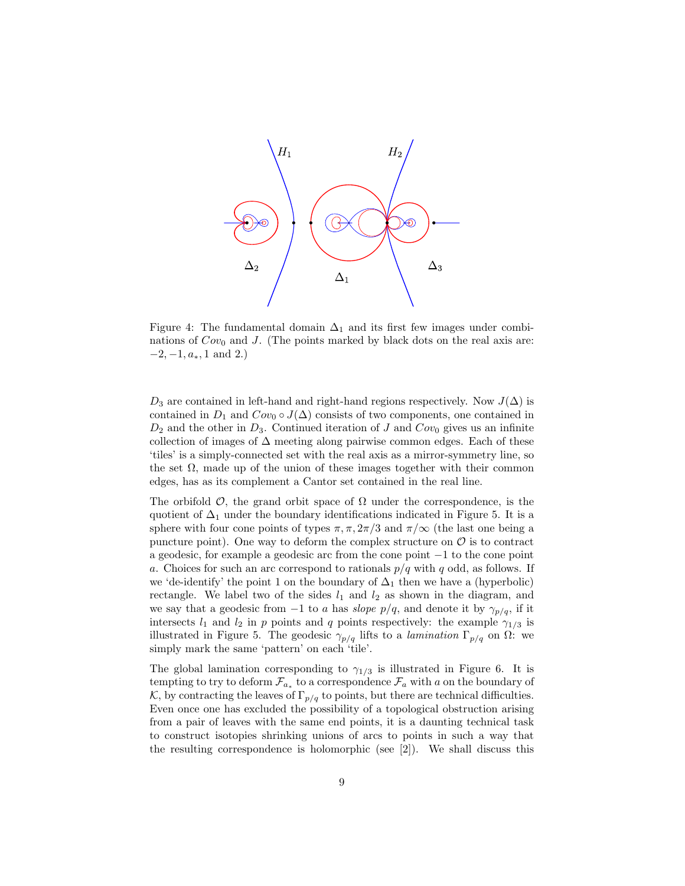Figure 4: The fundamental domain $\Delta_1$ and its first few images under combinations of $Cov_0$ and $J$. (The points marked by black dots on the real axis are: $-2, -1, a_*, 1$ and $2$.)

$D_3$ are contained in left-hand and right-hand regions respectively. Now $J(\Delta)$ is contained in $D_1$ and $Cov_0 \circ J(\Delta)$ consists of two components, one contained in $D_2$ and the other in $D_3$. Continued iteration of $J$ and $Cov_0$ gives us an infinite collection of images of $\Delta$ meeting along pairwise common edges. Each of these 'tiles' is a simply-connected set with the real axis as a mirror-symmetry line, so the set $\Omega$, made up of the union of these images together with their common edges, has as its complement a Cantor set contained in the real line.

The orbifold $\mathcal{O}$, the grand orbit space of $\Omega$ under the correspondence, is the quotient of $\Delta_1$ under the boundary identifications indicated in Figure 5. It is a sphere with four cone points of types $\pi, \pi, 2\pi/3$ and $\pi/\infty$ (the last one being a puncture point). One way to deform the complex structure on $\mathcal{O}$ is to contract a geodesic, for example a geodesic arc from the cone point $-1$ to the cone point $a$. Choices for such an arc correspond to rationals $p/q$ with $q$ odd, as follows. If we 'de-identify' the point 1 on the boundary of $\Delta_1$ then we have a (hyperbolic) rectangle. We label two of the sides $l_1$ and $l_2$ as shown in the diagram, and we say that a geodesic from $-1$ to $a$ has *slope* $p/q$, and denote it by $\gamma_{p/q}$, if it intersects $l_1$ and $l_2$ in $p$ points and $q$ points respectively: the example $\gamma_{1/3}$ is illustrated in Figure 5. The geodesic $\gamma_{p/q}$ lifts to a *lamination* $\Gamma_{p/q}$ on $\Omega$: we simply mark the same 'pattern' on each 'tile'.

The global lamination corresponding to $\gamma_{1/3}$ is illustrated in Figure 6. It is tempting to try to deform $\mathcal{F}_{a_*}$ to a correspondence $\mathcal{F}_a$ with $a$ on the boundary of $\mathcal{K}$, by contracting the leaves of $\Gamma_{p/q}$ to points, but there are technical difficulties. Even once one has excluded the possibility of a topological obstruction arising from a pair of leaves with the same end points, it is a daunting technical task to construct isotopies shrinking unions of arcs to points in such a way that the resulting correspondence is holomorphic (see [2]). We shall discuss this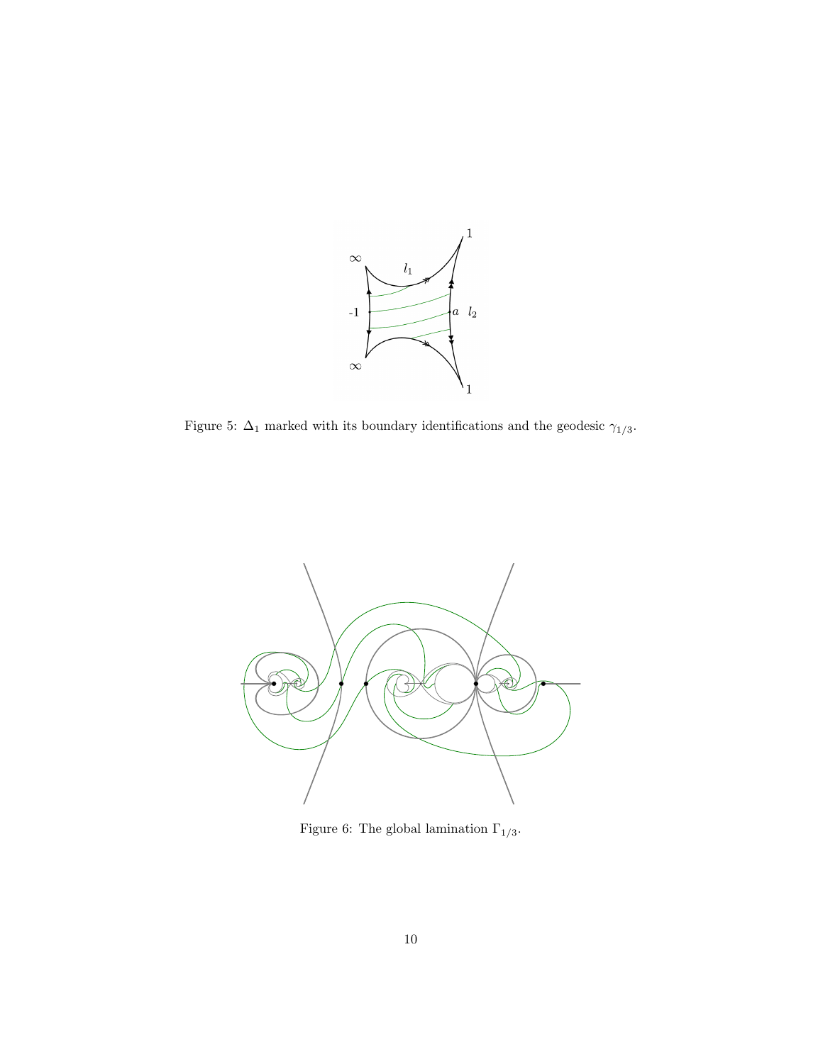Figure 5: $\Delta_1$ marked with its boundary identifications and the geodesic $\gamma_{1/3}$.

Figure 6: The global lamination $\Gamma_{1/3}$.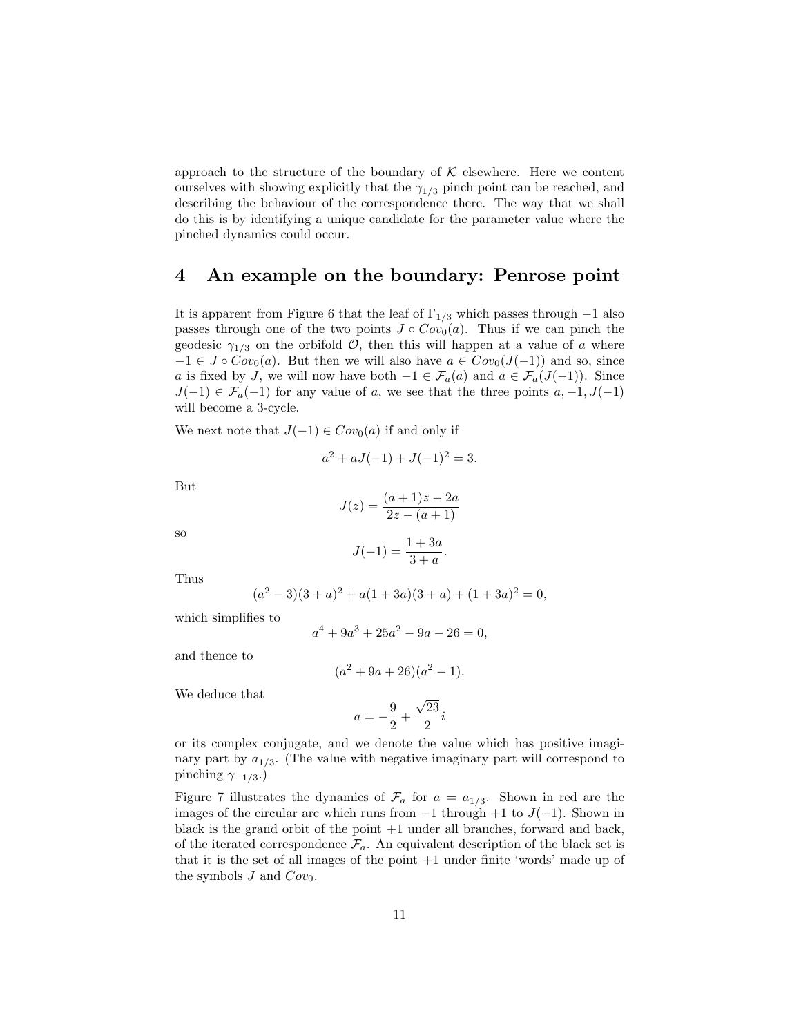approach to the structure of the boundary of $\mathcal{K}$ elsewhere. Here we content ourselves with showing explicitly that the $\gamma_{1/3}$ pinch point can be reached, and describing the behaviour of the correspondence there. The way that we shall do this is by identifying a unique candidate for the parameter value where the pinched dynamics could occur.

## 4 An example on the boundary: Penrose point

It is apparent from Figure 6 that the leaf of $\Gamma_{1/3}$ which passes through $-1$ also passes through one of the two points $J \circ Cov_0(a)$. Thus if we can pinch the geodesic $\gamma_{1/3}$ on the orbifold $\mathcal{O}$, then this will happen at a value of $a$ where $-1 \in J \circ Cov_0(a)$. But then we will also have $a \in Cov_0(J(-1))$ and so, since $a$ is fixed by $J$, we will now have both $-1 \in \mathcal{F}_a(a)$ and $a \in \mathcal{F}_a(J(-1))$. Since $J(-1) \in \mathcal{F}_a(-1)$ for any value of $a$, we see that the three points $a, -1, J(-1)$ will become a 3-cycle.

We next note that $J(-1) \in Cov_0(a)$ if and only if

$$a^2 + aJ(-1) + J(-1)^2 = 3.$$

But

$$J(z) = \frac{(a+1)z - 2a}{2z - (a+1)}$$

so

$$J(-1) = \frac{1+3a}{3+a}.$$

Thus

$$(a^2 - 3)(3+a)^2 + a(1+3a)(3+a) + (1+3a)^2 = 0,$$

which simplifies to

$$a^4 + 9a^3 + 25a^2 - 9a - 26 = 0,$$

and thence to

$$(a^2 + 9a + 26)(a^2 - 1).$$

We deduce that

$$a = -\frac{9}{2} + \frac{\sqrt{23}}{2}i$$

or its complex conjugate, and we denote the value which has positive imaginary part by $a_{1/3}$. (The value with negative imaginary part will correspond to pinching $\gamma_{-1/3}$.)

Figure 7 illustrates the dynamics of $\mathcal{F}_a$ for $a = a_{1/3}$. Shown in red are the images of the circular arc which runs from $-1$ through $+1$ to $J(-1)$. Shown in black is the grand orbit of the point $+1$ under all branches, forward and back, of the iterated correspondence $\mathcal{F}_a$. An equivalent description of the black set is that it is the set of all images of the point $+1$ under finite 'words' made up of the symbols $J$ and $Cov_0$.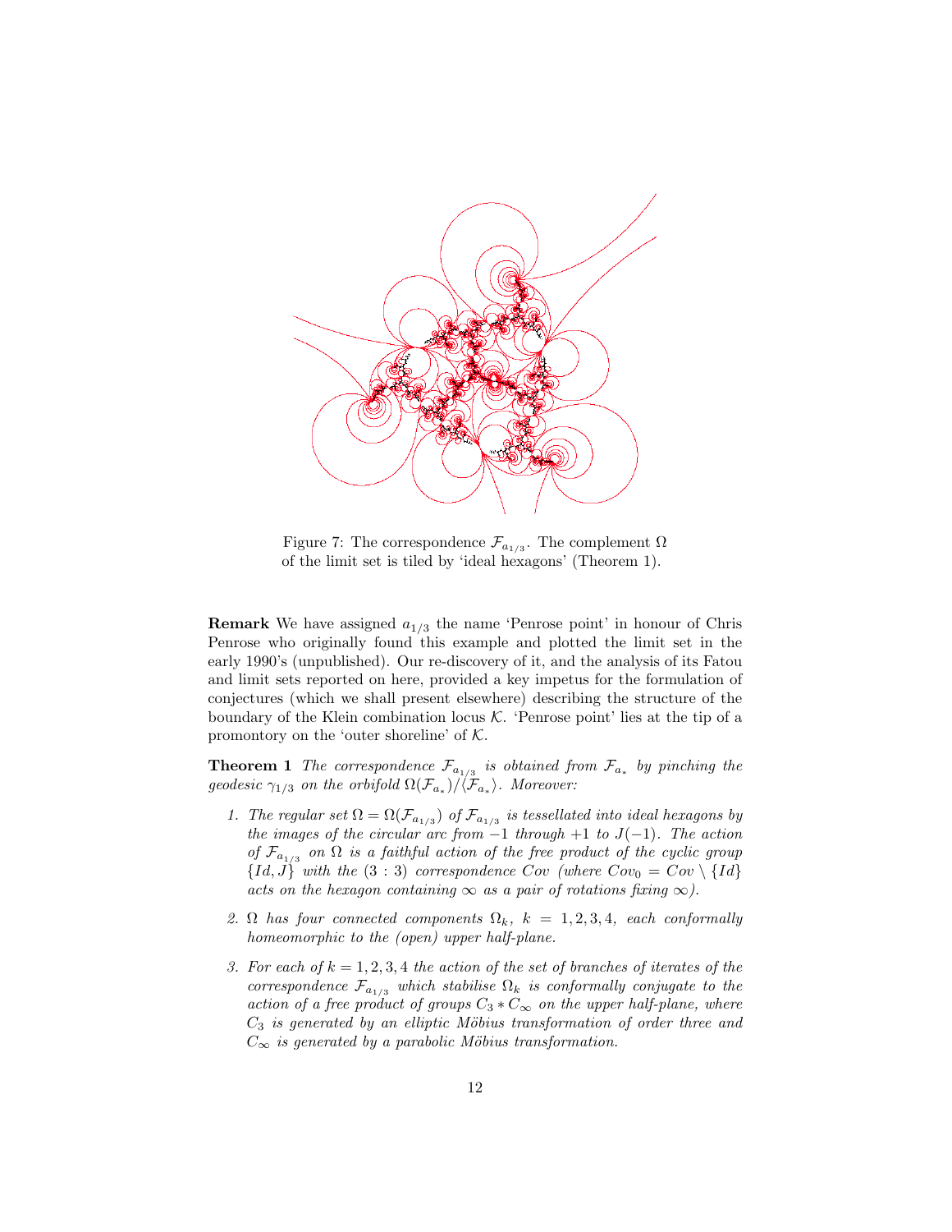Figure 7: The correspondence $\mathcal{F}_{a_{1/3}}$. The complement $\Omega$ of the limit set is tiled by 'ideal hexagons' (Theorem 1).

**Remark** We have assigned $a_{1/3}$ the name 'Penrose point' in honour of Chris Penrose who originally found this example and plotted the limit set in the early 1990's (unpublished). Our re-discovery of it, and the analysis of its Fatou and limit sets reported on here, provided a key impetus for the formulation of conjectures (which we shall present elsewhere) describing the structure of the boundary of the Klein combination locus $\mathcal{K}$. 'Penrose point' lies at the tip of a promontory on the 'outer shoreline' of $\mathcal{K}$.

**Theorem 1** *The correspondence $\mathcal{F}_{a_{1/3}}$ is obtained from $\mathcal{F}_{a_*}$ by pinching the geodesic $\gamma_{1/3}$ on the orbifold $\Omega(\mathcal{F}_{a_*})/\langle\mathcal{F}_{a_*}\rangle$. Moreover:*

1. *The regular set $\Omega = \Omega(\mathcal{F}_{a_{1/3}})$ of $\mathcal{F}_{a_{1/3}}$ is tessellated into ideal hexagons by the images of the circular arc from $-1$ through $+1$ to $J(-1)$. The action of $\mathcal{F}_{a_{1/3}}$ on $\Omega$ is a faithful action of the free product of the cyclic group $\{Id, J\}$ with the $(3:3)$ correspondence $Cov$ (where $Cov_0 = Cov \setminus \{Id\}$ acts on the hexagon containing $\infty$ as a pair of rotations fixing $\infty$).*
2. *$\Omega$ has four connected components $\Omega_k$, $k = 1,2,3,4$, each conformally homeomorphic to the (open) upper half-plane.*
3. *For each of $k = 1,2,3,4$ the action of the set of branches of iterates of the correspondence $\mathcal{F}_{a_{1/3}}$ which stabilise $\Omega_k$ is conformally conjugate to the action of a free product of groups $C_3 * C_\infty$ on the upper half-plane, where $C_3$ is generated by an elliptic Möbius transformation of order three and $C_\infty$ is generated by a parabolic Möbius transformation.*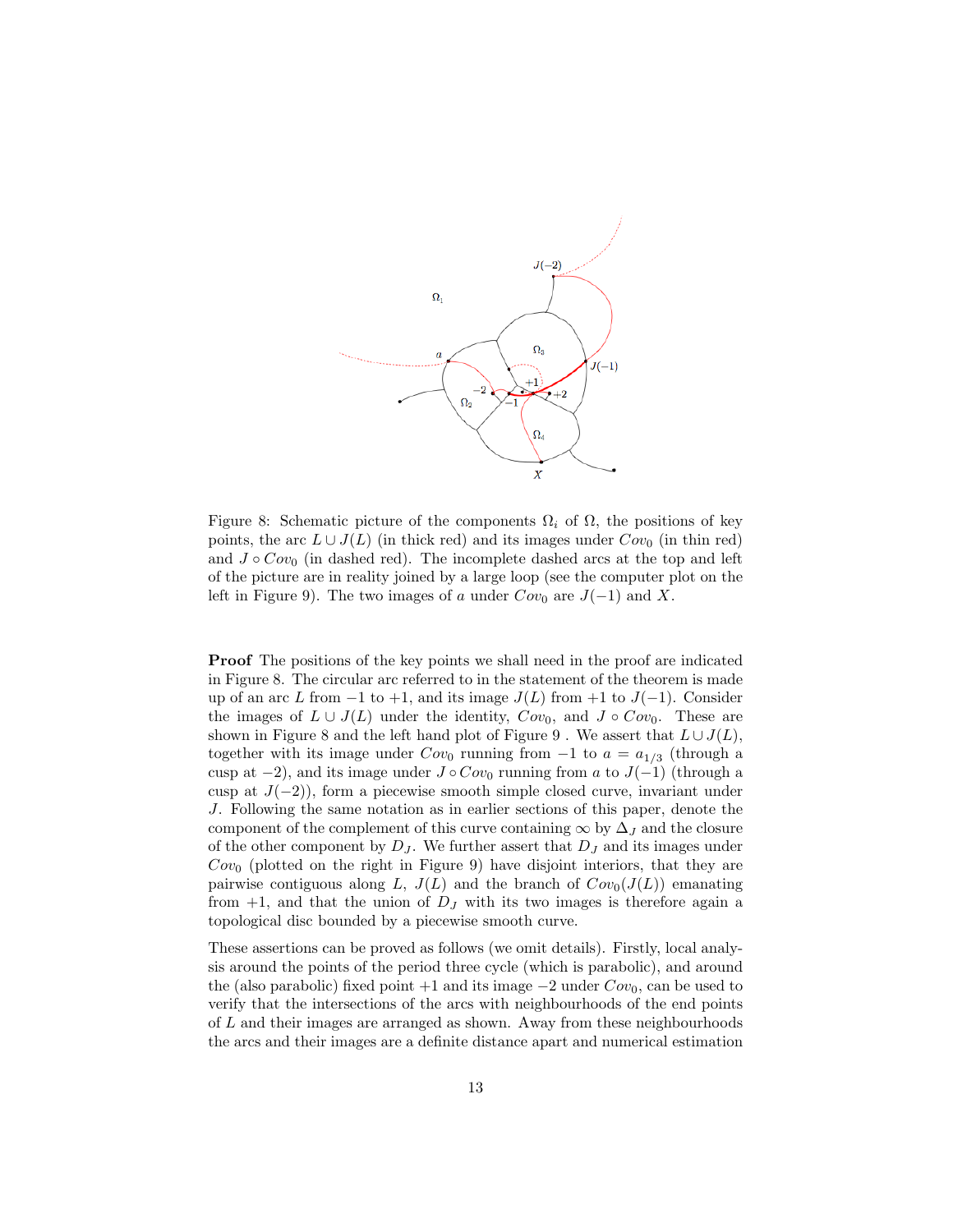Figure 8: Schematic picture of the components $\Omega_i$ of $\Omega$, the positions of key points, the arc $L \cup J(L)$ (in thick red) and its images under $Cov_0$ (in thin red) and $J \circ Cov_0$ (in dashed red). The incomplete dashed arcs at the top and left of the picture are in reality joined by a large loop (see the computer plot on the left in Figure 9). The two images of $a$ under $Cov_0$ are $J(-1)$ and $X$.

**Proof** The positions of the key points we shall need in the proof are indicated in Figure 8. The circular arc referred to in the statement of the theorem is made up of an arc $L$ from $-1$ to $+1$, and its image $J(L)$ from $+1$ to $J(-1)$. Consider the images of $L \cup J(L)$ under the identity, $Cov_0$, and $J \circ Cov_0$. These are shown in Figure 8 and the left hand plot of Figure 9 . We assert that $L \cup J(L)$, together with its image under $Cov_0$ running from $-1$ to $a = a_{1/3}$ (through a cusp at $-2$), and its image under $J \circ Cov_0$ running from $a$ to $J(-1)$ (through a cusp at $J(-2)$), form a piecewise smooth simple closed curve, invariant under $J$. Following the same notation as in earlier sections of this paper, denote the component of the complement of this curve containing $\infty$ by $\Delta_J$ and the closure of the other component by $D_J$. We further assert that $D_J$ and its images under $Cov_0$ (plotted on the right in Figure 9) have disjoint interiors, that they are pairwise contiguous along $L$, $J(L)$ and the branch of $Cov_0(J(L))$ emanating from $+1$, and that the union of $D_J$ with its two images is therefore again a topological disc bounded by a piecewise smooth curve.

These assertions can be proved as follows (we omit details). Firstly, local analysis around the points of the period three cycle (which is parabolic), and around the (also parabolic) fixed point $+1$ and its image $-2$ under $Cov_0$, can be used to verify that the intersections of the arcs with neighbourhoods of the end points of $L$ and their images are arranged as shown. Away from these neighbourhoods the arcs and their images are a definite distance apart and numerical estimation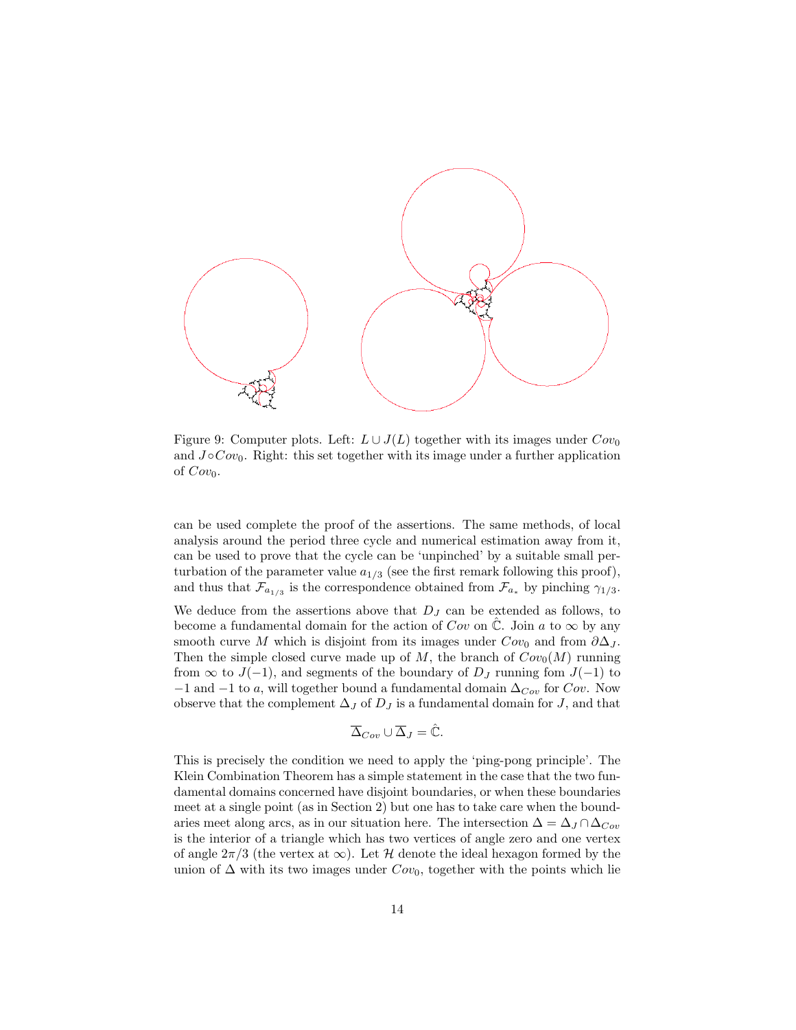Figure 9: Computer plots. Left: $L \cup J(L)$ together with its images under $Cov_0$ and $J \circ Cov_0$. Right: this set together with its image under a further application of $Cov_0$.

can be used complete the proof of the assertions. The same methods, of local analysis around the period three cycle and numerical estimation away from it, can be used to prove that the cycle can be 'unpinched' by a suitable small perturbation of the parameter value $a_{1/3}$ (see the first remark following this proof), and thus that $\mathcal{F}_{a_{1/3}}$ is the correspondence obtained from $\mathcal{F}_{a_*}$ by pinching $\gamma_{1/3}$.

We deduce from the assertions above that $D_J$ can be extended as follows, to become a fundamental domain for the action of $Cov$ on $\hat{\mathbb{C}}$. Join $a$ to $\infty$ by any smooth curve $M$ which is disjoint from its images under $Cov_0$ and from $\partial \Delta_J$. Then the simple closed curve made up of $M$, the branch of $Cov_0(M)$ running from $\infty$ to $J(-1)$, and segments of the boundary of $D_J$ running fom $J(-1)$ to $-1$ and $-1$ to $a$, will together bound a fundamental domain $\Delta_{Cov}$ for $Cov$. Now observe that the complement $\Delta_J$ of $D_J$ is a fundamental domain for $J$, and that

$$\overline{\Delta}_{Cov} \cup \overline{\Delta}_J = \hat{\mathbb{C}}.$$

This is precisely the condition we need to apply the 'ping-pong principle'. The Klein Combination Theorem has a simple statement in the case that the two fundamental domains concerned have disjoint boundaries, or when these boundaries meet at a single point (as in Section 2) but one has to take care when the boundaries meet along arcs, as in our situation here. The intersection $\Delta = \Delta_J \cap \Delta_{Cov}$ is the interior of a triangle which has two vertices of angle zero and one vertex of angle $2\pi/3$ (the vertex at $\infty$). Let $\mathcal{H}$ denote the ideal hexagon formed by the union of $\Delta$ with its two images under $Cov_0$, together with the points which lie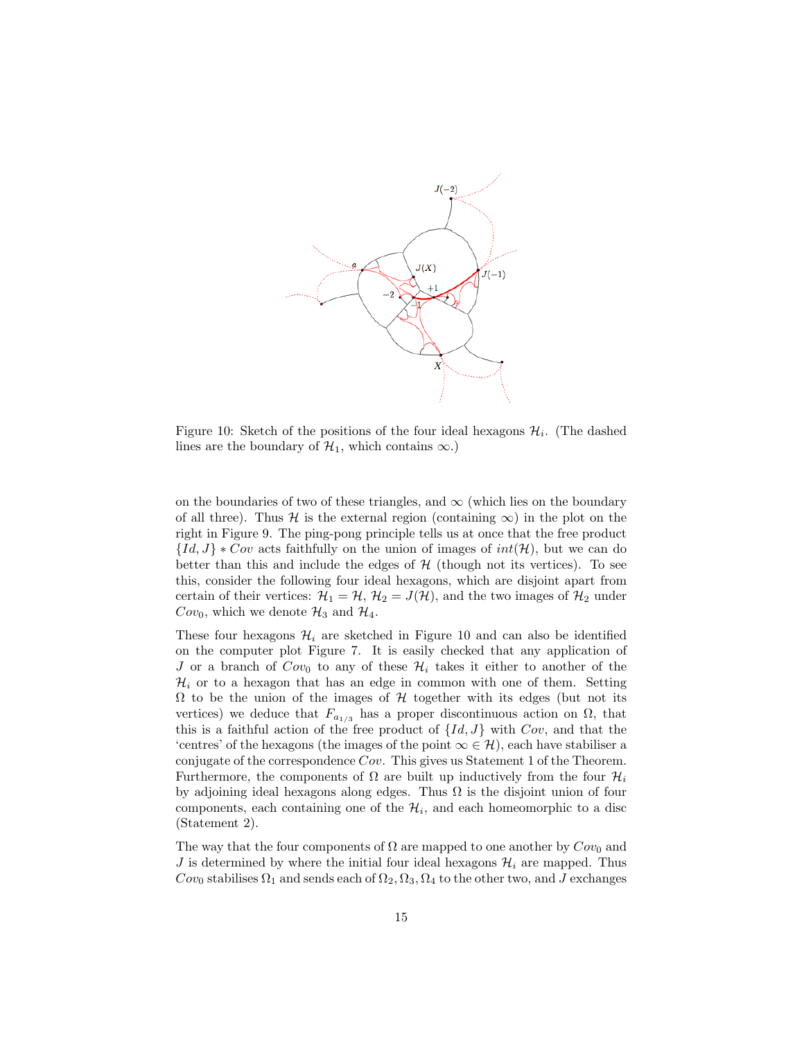Figure 10: Sketch of the positions of the four ideal hexagons $\mathcal{H}_i$. (The dashed lines are the boundary of $\mathcal{H}_1$, which contains $\infty$.)

on the boundaries of two of these triangles, and $\infty$ (which lies on the boundary of all three). Thus $\mathcal{H}$ is the external region (containing $\infty$) in the plot on the right in Figure 9. The ping-pong principle tells us at once that the free product $\{Id, J\} * Cov$ acts faithfully on the union of images of $int(\mathcal{H})$, but we can do better than this and include the edges of $\mathcal{H}$ (though not its vertices). To see this, consider the following four ideal hexagons, which are disjoint apart from certain of their vertices: $\mathcal{H}_1 = \mathcal{H}$, $\mathcal{H}_2 = J(\mathcal{H})$, and the two images of $\mathcal{H}_2$ under $Cov_0$, which we denote $\mathcal{H}_3$ and $\mathcal{H}_4$.

These four hexagons $\mathcal{H}_i$ are sketched in Figure 10 and can also be identified on the computer plot Figure 7. It is easily checked that any application of $J$ or a branch of $Cov_0$ to any of these $\mathcal{H}_i$ takes it either to another of the $\mathcal{H}_i$ or to a hexagon that has an edge in common with one of them. Setting $\Omega$ to be the union of the images of $\mathcal{H}$ together with its edges (but not its vertices) we deduce that $F_{a_{1/3}}$ has a proper discontinuous action on $\Omega$, that this is a faithful action of the free product of $\{Id, J\}$ with $Cov$, and that the 'centres' of the hexagons (the images of the point $\infty \in \mathcal{H}$), each have stabiliser a conjugate of the correspondence $Cov$. This gives us Statement 1 of the Theorem. Furthermore, the components of $\Omega$ are built up inductively from the four $\mathcal{H}_i$ by adjoining ideal hexagons along edges. Thus $\Omega$ is the disjoint union of four components, each containing one of the $\mathcal{H}_i$, and each homeomorphic to a disc (Statement 2).

The way that the four components of $\Omega$ are mapped to one another by $Cov_0$ and $J$ is determined by where the initial four ideal hexagons $\mathcal{H}_i$ are mapped. Thus $Cov_0$ stabilises $\Omega_1$ and sends each of $\Omega_2, \Omega_3, \Omega_4$ to the other two, and $J$ exchanges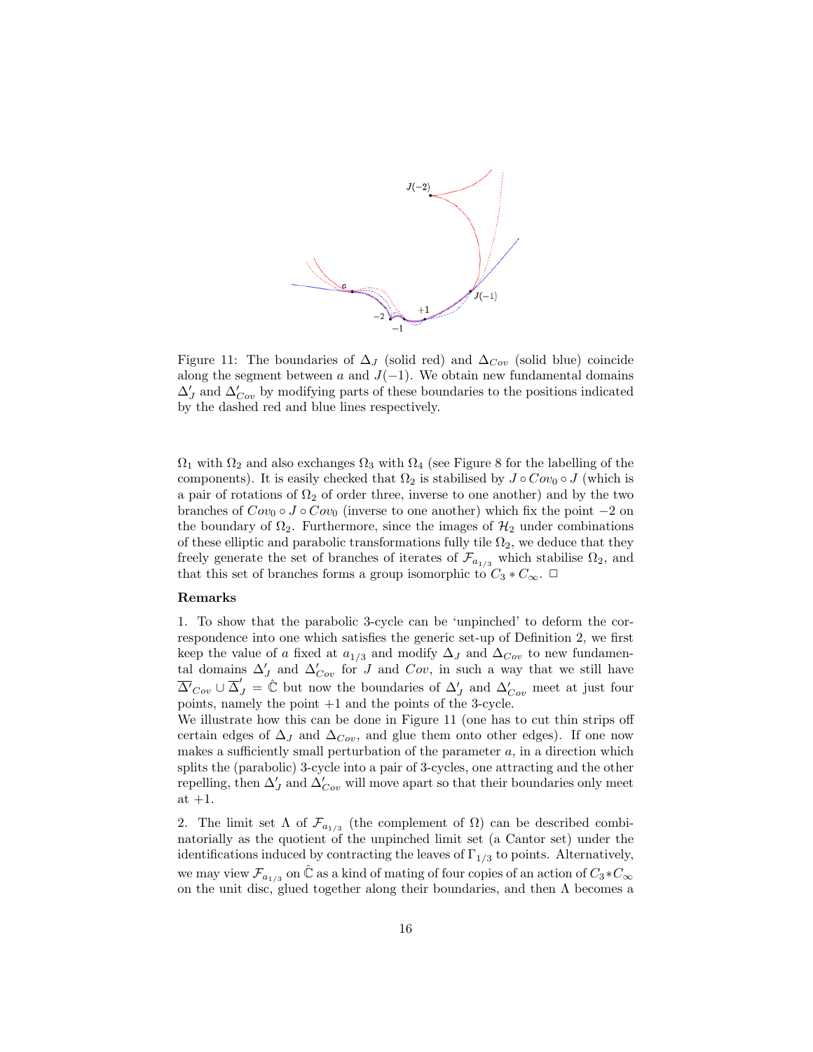Figure 11: The boundaries of $\Delta_J$ (solid red) and $\Delta_{Cov}$ (solid blue) coincide along the segment between $a$ and $J(-1)$. We obtain new fundamental domains $\Delta'_J$ and $\Delta'_{Cov}$ by modifying parts of these boundaries to the positions indicated by the dashed red and blue lines respectively.

$\Omega_1$ with $\Omega_2$ and also exchanges $\Omega_3$ with $\Omega_4$ (see Figure 8 for the labelling of the components). It is easily checked that $\Omega_2$ is stabilised by $J \circ Cov_0 \circ J$ (which is a pair of rotations of $\Omega_2$ of order three, inverse to one another) and by the two branches of $Cov_0 \circ J \circ Cov_0$ (inverse to one another) which fix the point $-2$ on the boundary of $\Omega_2$. Furthermore, since the images of $\mathcal{H}_2$ under combinations of these elliptic and parabolic transformations fully tile $\Omega_2$, we deduce that they freely generate the set of branches of iterates of $\mathcal{F}_{a_{1/3}}$ which stabilise $\Omega_2$, and that this set of branches forms a group isomorphic to $C_3 * C_\infty$. □

**Remarks**

1. To show that the parabolic 3-cycle can be 'unpinched' to deform the correspondence into one which satisfies the generic set-up of Definition 2, we first keep the value of $a$ fixed at $a_{1/3}$ and modify $\Delta_J$ and $\Delta_{Cov}$ to new fundamental domains $\Delta'_J$ and $\Delta'_{Cov}$ for $J$ and $Cov$, in such a way that we still have $\overline{\Delta'}_{Cov} \cup \overline{\Delta}'_J = \hat{\mathbb{C}}$ but now the boundaries of $\Delta'_J$ and $\Delta'_{Cov}$ meet at just four points, namely the point $+1$ and the points of the 3-cycle.
We illustrate how this can be done in Figure 11 (one has to cut thin strips off certain edges of $\Delta_J$ and $\Delta_{Cov}$, and glue them onto other edges). If one now makes a sufficiently small perturbation of the parameter $a$, in a direction which splits the (parabolic) 3-cycle into a pair of 3-cycles, one attracting and the other repelling, then $\Delta'_J$ and $\Delta'_{Cov}$ will move apart so that their boundaries only meet at $+1$.

2. The limit set $\Lambda$ of $\mathcal{F}_{a_{1/3}}$ (the complement of $\Omega$) can be described combinatorially as the quotient of the unpinched limit set (a Cantor set) under the identifications induced by contracting the leaves of $\Gamma_{1/3}$ to points. Alternatively, we may view $\mathcal{F}_{a_{1/3}}$ on $\hat{\mathbb{C}}$ as a kind of mating of four copies of an action of $C_3 * C_\infty$ on the unit disc, glued together along their boundaries, and then $\Lambda$ becomes a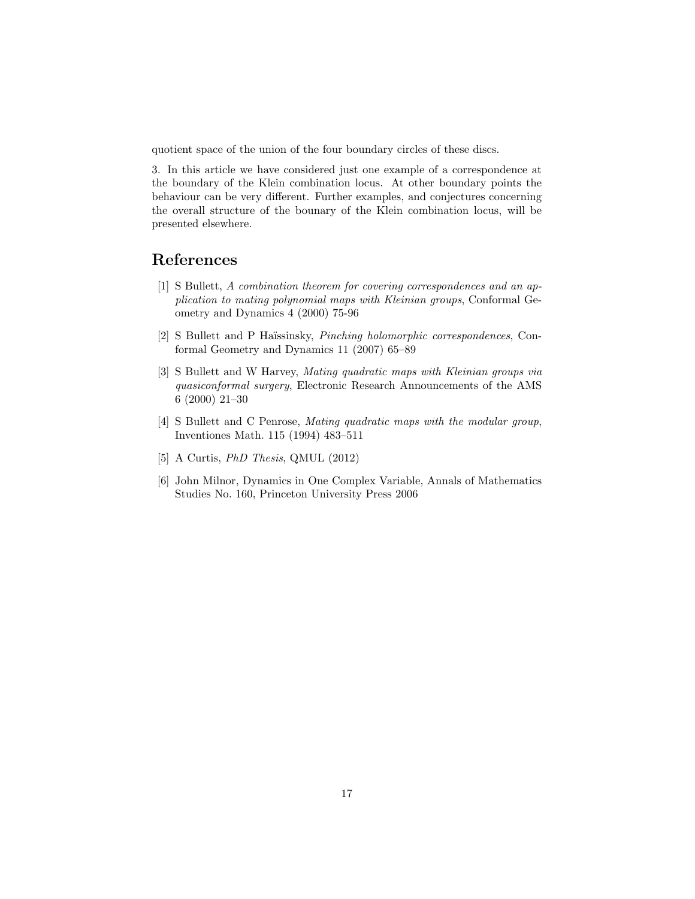quotient space of the union of the four boundary circles of these discs.

3. In this article we have considered just one example of a correspondence at the boundary of the Klein combination locus. At other boundary points the behaviour can be very different. Further examples, and conjectures concerning the overall structure of the bounary of the Klein combination locus, will be presented elsewhere.

## References

[1] S Bullett, *A combination theorem for covering correspondences and an application to mating polynomial maps with Kleinian groups*, Conformal Geometry and Dynamics 4 (2000) 75-96

[2] S Bullett and P Haïssinsky, *Pinching holomorphic correspondences*, Conformal Geometry and Dynamics 11 (2007) 65–89

[3] S Bullett and W Harvey, *Mating quadratic maps with Kleinian groups via quasiconformal surgery*, Electronic Research Announcements of the AMS 6 (2000) 21–30

[4] S Bullett and C Penrose, *Mating quadratic maps with the modular group*, Inventiones Math. 115 (1994) 483–511

[5] A Curtis, *PhD Thesis*, QMUL (2012)

[6] John Milnor, Dynamics in One Complex Variable, Annals of Mathematics Studies No. 160, Princeton University Press 2006